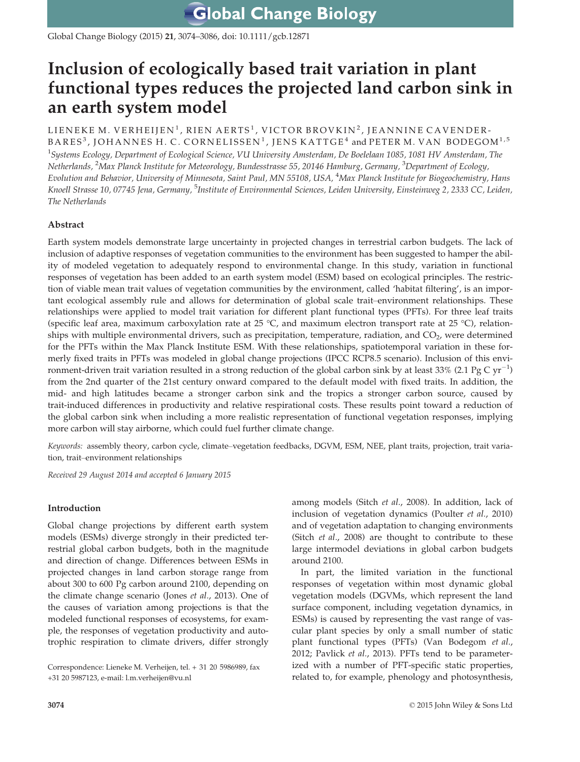# Inclusion of ecologically based trait variation in plant functional types reduces the projected land carbon sink in an earth system model

LIENEKE M. VERHEIJEN[1], RIEN AERTS[1], VICTOR BROVKIN[2], JEANNINE CAVENDER-BARES[3], JOHANNES H. C. CORNELISSEN[1], JENS KATTGE[4] and PETER M. VAN BODEGOM[1,5]

[1]*Systems Ecology, Department of Ecological Science, VU University Amsterdam, De Boelelaan 1085, 1081 HV Amsterdam, The Netherlands,* [2]*Max Planck Institute for Meteorology, Bundesstrasse 55, 20146 Hamburg, Germany,* [3]*Department of Ecology, Evolution and Behavior, University of Minnesota, Saint Paul, MN 55108, USA,* [4]*Max Planck Institute for Biogeochemistry, Hans Knoell Strasse 10, 07745 Jena, Germany,* [5]*Institute of Environmental Sciences, Leiden University, Einsteinweg 2, 2333 CC, Leiden, The Netherlands*

## Abstract

Earth system models demonstrate large uncertainty in projected changes in terrestrial carbon budgets. The lack of inclusion of adaptive responses of vegetation communities to the environment has been suggested to hamper the ability of modeled vegetation to adequately respond to environmental change. In this study, variation in functional responses of vegetation has been added to an earth system model (ESM) based on ecological principles. The restriction of viable mean trait values of vegetation communities by the environment, called 'habitat filtering', is an important ecological assembly rule and allows for determination of global scale trait–environment relationships. These relationships were applied to model trait variation for different plant functional types (PFTs). For three leaf traits (specific leaf area, maximum carboxylation rate at 25 °C, and maximum electron transport rate at 25 °C), relationships with multiple environmental drivers, such as precipitation, temperature, radiation, and $CO_2$, were determined for the PFTs within the Max Planck Institute ESM. With these relationships, spatiotemporal variation in these formerly fixed traits in PFTs was modeled in global change projections (IPCC RCP8.5 scenario). Inclusion of this environment-driven trait variation resulted in a strong reduction of the global carbon sink by at least 33% (2.1 Pg C $yr^{-1}$) from the 2nd quarter of the 21st century onward compared to the default model with fixed traits. In addition, the mid- and high latitudes became a stronger carbon sink and the tropics a stronger carbon source, caused by trait-induced differences in productivity and relative respirational costs. These results point toward a reduction of the global carbon sink when including a more realistic representation of functional vegetation responses, implying more carbon will stay airborne, which could fuel further climate change.

*Keywords:* assembly theory, carbon cycle, climate–vegetation feedbacks, DGVM, ESM, NEE, plant traits, projection, trait variation, trait–environment relationships

*Received 29 August 2014 and accepted 6 January 2015*

## Introduction

Global change projections by different earth system models (ESMs) diverge strongly in their predicted terrestrial global carbon budgets, both in the magnitude and direction of change. Differences between ESMs in projected changes in land carbon storage range from about 300 to 600 Pg carbon around 2100, depending on the climate change scenario (Jones *et al.*, 2013). One of the causes of variation among projections is that the modeled functional responses of ecosystems, for example, the responses of vegetation productivity and autotrophic respiration to climate drivers, differ strongly among models (Sitch *et al.*, 2008). In addition, lack of inclusion of vegetation dynamics (Poulter *et al.*, 2010) and of vegetation adaptation to changing environments (Sitch *et al.*, 2008) are thought to contribute to these large intermodel deviations in global carbon budgets around 2100.

In part, the limited variation in the functional responses of vegetation within most dynamic global vegetation models (DGVMs, which represent the land surface component, including vegetation dynamics, in ESMs) is caused by representing the vast range of vascular plant species by only a small number of static plant functional types (PFTs) (Van Bodegom *et al.*, 2012; Pavlick *et al.*, 2013). PFTs tend to be parameterized with a number of PFT-specific static properties, related to, for example, phenology and photosynthesis,

Correspondence: Lieneke M. Verheijen, tel. + 31 20 5986989, fax +31 20 5987123, e-mail: l.m.verheijen@vu.nl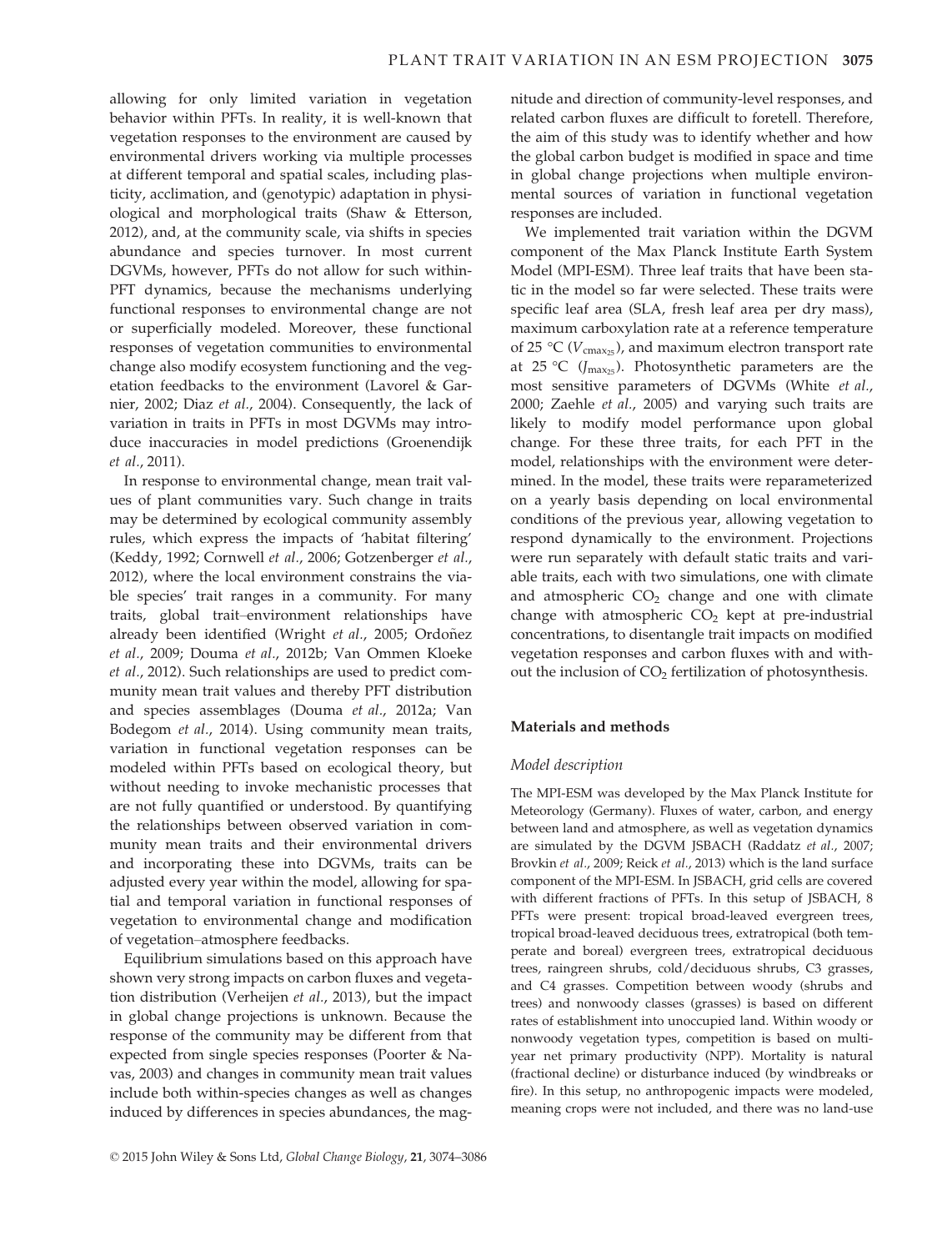allowing for only limited variation in vegetation behavior within PFTs. In reality, it is well-known that vegetation responses to the environment are caused by environmental drivers working via multiple processes at different temporal and spatial scales, including plasticity, acclimation, and (genotypic) adaptation in physiological and morphological traits (Shaw & Etterson, 2012), and, at the community scale, via shifts in species abundance and species turnover. In most current DGVMs, however, PFTs do not allow for such within-PFT dynamics, because the mechanisms underlying functional responses to environmental change are not or superficially modeled. Moreover, these functional responses of vegetation communities to environmental change also modify ecosystem functioning and the vegetation feedbacks to the environment (Lavorel & Garnier, 2002; Diaz *et al.*, 2004). Consequently, the lack of variation in traits in PFTs in most DGVMs may introduce inaccuracies in model predictions (Groenendijk *et al.*, 2011).

In response to environmental change, mean trait values of plant communities vary. Such change in traits may be determined by ecological community assembly rules, which express the impacts of 'habitat filtering' (Keddy, 1992; Cornwell *et al.*, 2006; Gotzenberger *et al.*, 2012), where the local environment constrains the viable species' trait ranges in a community. For many traits, global trait–environment relationships have already been identified (Wright *et al.*, 2005; Ordoñez *et al.*, 2009; Douma *et al.*, 2012b; Van Ommen Kloeke *et al.*, 2012). Such relationships are used to predict community mean trait values and thereby PFT distribution and species assemblages (Douma *et al.*, 2012a; Van Bodegom *et al.*, 2014). Using community mean traits, variation in functional vegetation responses can be modeled within PFTs based on ecological theory, but without needing to invoke mechanistic processes that are not fully quantified or understood. By quantifying the relationships between observed variation in community mean traits and their environmental drivers and incorporating these into DGVMs, traits can be adjusted every year within the model, allowing for spatial and temporal variation in functional responses of vegetation to environmental change and modification of vegetation–atmosphere feedbacks.

Equilibrium simulations based on this approach have shown very strong impacts on carbon fluxes and vegetation distribution (Verheijen *et al.*, 2013), but the impact in global change projections is unknown. Because the response of the community may be different from that expected from single species responses (Poorter & Navas, 2003) and changes in community mean trait values include both within-species changes as well as changes induced by differences in species abundances, the magnitude and direction of community-level responses, and related carbon fluxes are difficult to foretell. Therefore, the aim of this study was to identify whether and how the global carbon budget is modified in space and time in global change projections when multiple environmental sources of variation in functional vegetation responses are included.

We implemented trait variation within the DGVM component of the Max Planck Institute Earth System Model (MPI-ESM). Three leaf traits that have been static in the model so far were selected. These traits were specific leaf area (SLA, fresh leaf area per dry mass), maximum carboxylation rate at a reference temperature of 25 °C ($V_{cmax_{25}}$), and maximum electron transport rate at 25 °C ($J_{max_{25}}$). Photosynthetic parameters are the most sensitive parameters of DGVMs (White *et al.*, 2000; Zaehle *et al.*, 2005) and varying such traits are likely to modify model performance upon global change. For these three traits, for each PFT in the model, relationships with the environment were determined. In the model, these traits were reparameterized on a yearly basis depending on local environmental conditions of the previous year, allowing vegetation to respond dynamically to the environment. Projections were run separately with default static traits and variable traits, each with two simulations, one with climate and atmospheric $CO_2$ change and one with climate change with atmospheric $CO_2$ kept at pre-industrial concentrations, to disentangle trait impacts on modified vegetation responses and carbon fluxes with and without the inclusion of $CO_2$ fertilization of photosynthesis.

## Materials and methods

### *Model description*

The MPI-ESM was developed by the Max Planck Institute for Meteorology (Germany). Fluxes of water, carbon, and energy between land and atmosphere, as well as vegetation dynamics are simulated by the DGVM JSBACH (Raddatz *et al.*, 2007; Brovkin *et al.*, 2009; Reick *et al.*, 2013) which is the land surface component of the MPI-ESM. In JSBACH, grid cells are covered with different fractions of PFTs. In this setup of JSBACH, 8 PFTs were present: tropical broad-leaved evergreen trees, tropical broad-leaved deciduous trees, extratropical (both temperate and boreal) evergreen trees, extratropical deciduous trees, raingreen shrubs, cold/deciduous shrubs, C3 grasses, and C4 grasses. Competition between woody (shrubs and trees) and nonwoody classes (grasses) is based on different rates of establishment into unoccupied land. Within woody or nonwoody vegetation types, competition is based on multi-year net primary productivity (NPP). Mortality is natural (fractional decline) or disturbance induced (by windbreaks or fire). In this setup, no anthropogenic impacts were modeled, meaning crops were not included, and there was no land-use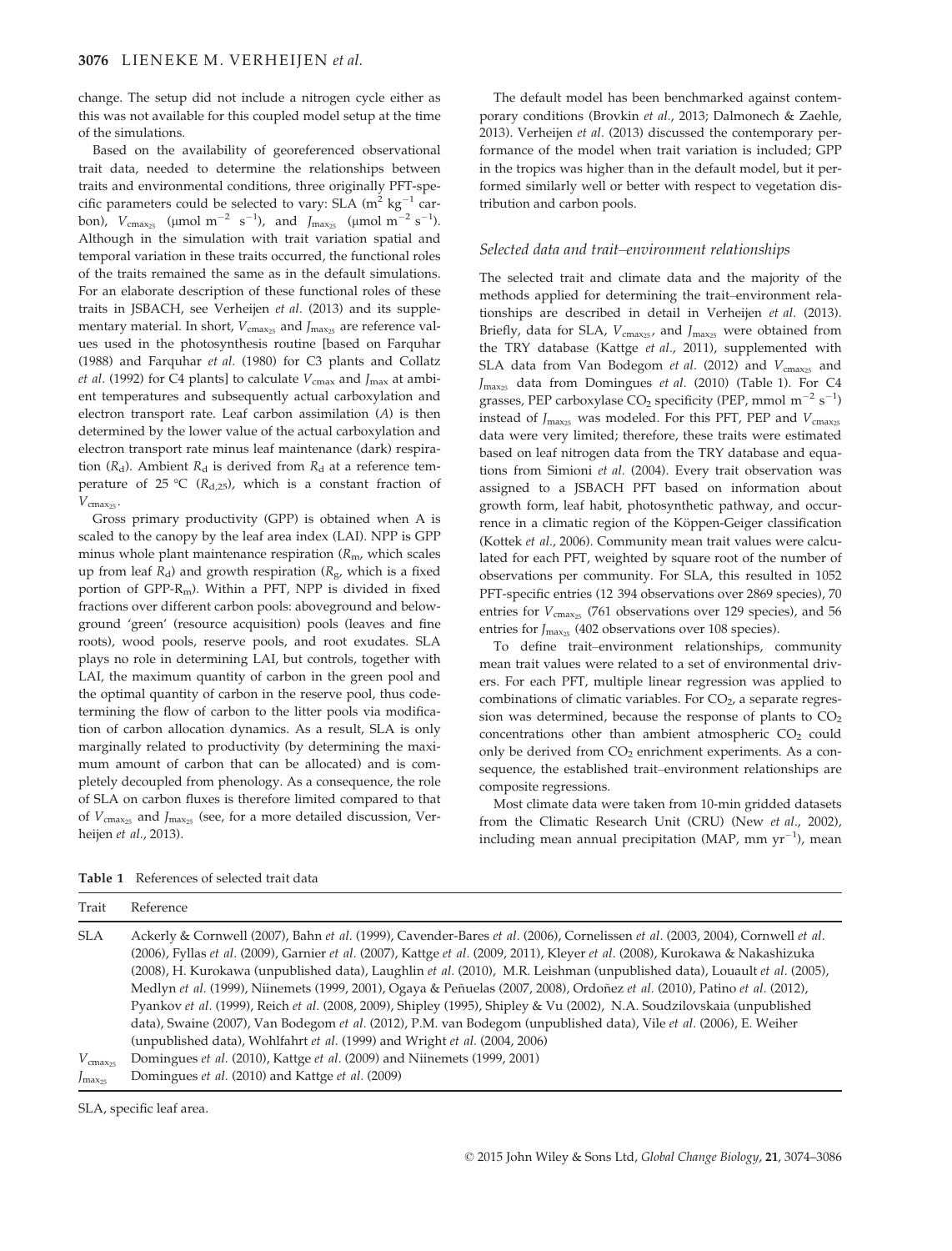change. The setup did not include a nitrogen cycle either as this was not available for this coupled model setup at the time of the simulations.

Based on the availability of georeferenced observational trait data, needed to determine the relationships between traits and environmental conditions, three originally PFT-specific parameters could be selected to vary: SLA ($m^2$ $kg^{-1}$ carbon), $V_{cmax_{25}}$ ($\mu mol$ $m^{-2}$ $s^{-1}$), and $J_{max_{25}}$ ($\mu mol$ $m^{-2}$ $s^{-1}$). Although in the simulation with trait variation spatial and temporal variation in these traits occurred, the functional roles of the traits remained the same as in the default simulations. For an elaborate description of these functional roles of these traits in JSBACH, see Verheijen *et al.* (2013) and its supplementary material. In short, $V_{cmax_{25}}$ and $J_{max_{25}}$ are reference values used in the photosynthesis routine [based on Farquhar (1988) and Farquhar *et al.* (1980) for C3 plants and Collatz *et al.* (1992) for C4 plants] to calculate $V_{cmax}$ and $J_{max}$ at ambient temperatures and subsequently actual carboxylation and electron transport rate. Leaf carbon assimilation ($A$) is then determined by the lower value of the actual carboxylation and electron transport rate minus leaf maintenance (dark) respiration ($R_d$). Ambient $R_d$ is derived from $R_d$ at a reference temperature of 25 °C ($R_{d,25}$), which is a constant fraction of $V_{cmax_{25}}$.

Gross primary productivity (GPP) is obtained when A is scaled to the canopy by the leaf area index (LAI). NPP is GPP minus whole plant maintenance respiration ($R_m$, which scales up from leaf $R_d$) and growth respiration ($R_g$, which is a fixed portion of GPP-$R_m$). Within a PFT, NPP is divided in fixed fractions over different carbon pools: aboveground and belowground 'green' (resource acquisition) pools (leaves and fine roots), wood pools, reserve pools, and root exudates. SLA plays no role in determining LAI, but controls, together with LAI, the maximum quantity of carbon in the green pool and the optimal quantity of carbon in the reserve pool, thus codetermining the flow of carbon to the litter pools via modification of carbon allocation dynamics. As a result, SLA is only marginally related to productivity (by determining the maximum amount of carbon that can be allocated) and is completely decoupled from phenology. As a consequence, the role of SLA on carbon fluxes is therefore limited compared to that of $V_{cmax_{25}}$ and $J_{max_{25}}$ (see, for a more detailed discussion, Verheijen *et al.*, 2013).

The default model has been benchmarked against contemporary conditions (Brovkin *et al.*, 2013; Dalmonech & Zaehle, 2013). Verheijen *et al.* (2013) discussed the contemporary performance of the model when trait variation is included; GPP in the tropics was higher than in the default model, but it performed similarly well or better with respect to vegetation distribution and carbon pools.

### *Selected data and trait–environment relationships*

The selected trait and climate data and the majority of the methods applied for determining the trait–environment relationships are described in detail in Verheijen *et al.* (2013). Briefly, data for SLA, $V_{cmax_{25}}$, and $J_{max_{25}}$ were obtained from the TRY database (Kattge *et al.*, 2011), supplemented with SLA data from Van Bodegom *et al.* (2012) and $V_{cmax_{25}}$ and $J_{max_{25}}$ data from Domingues *et al.* (2010) (Table 1). For C4 grasses, PEP carboxylase $CO_2$ specificity (PEP, mmol $m^{-2}$ $s^{-1}$) instead of $J_{max_{25}}$ was modeled. For this PFT, PEP and $V_{cmax_{25}}$ data were very limited; therefore, these traits were estimated based on leaf nitrogen data from the TRY database and equations from Simioni *et al.* (2004). Every trait observation was assigned to a JSBACH PFT based on information about growth form, leaf habit, photosynthetic pathway, and occurrence in a climatic region of the Köppen-Geiger classification (Kottek *et al.*, 2006). Community mean trait values were calculated for each PFT, weighted by square root of the number of observations per community. For SLA, this resulted in 1052 PFT-specific entries (12 394 observations over 2869 species), 70 entries for $V_{cmax_{25}}$ (761 observations over 129 species), and 56 entries for $J_{max_{25}}$ (402 observations over 108 species).

To define trait–environment relationships, community mean trait values were related to a set of environmental drivers. For each PFT, multiple linear regression was applied to combinations of climatic variables. For $CO_2$, a separate regression was determined, because the response of plants to $CO_2$ concentrations other than ambient atmospheric $CO_2$ could only be derived from $CO_2$ enrichment experiments. As a consequence, the established trait–environment relationships are composite regressions.

Most climate data were taken from 10-min gridded datasets from the Climatic Research Unit (CRU) (New *et al.*, 2002), including mean annual precipitation (MAP, mm $yr^{-1}$), mean

**Table 1** References of selected trait data

| Trait | Reference |
|---|---|
| SLA | Ackerly & Cornwell (2007), Bahn *et al.* (1999), Cavender-Bares *et al.* (2006), Cornelissen *et al.* (2003, 2004), Cornwell *et al.* (2006), Fyllas *et al.* (2009), Garnier *et al.* (2007), Kattge *et al.* (2009, 2011), Kleyer *et al.* (2008), Kurokawa & Nakashizuka (2008), H. Kurokawa (unpublished data), Laughlin *et al.* (2010), M.R. Leishman (unpublished data), Louault *et al.* (2005), Medlyn *et al.* (1999), Niinemets (1999, 2001), Ogaya & Peñuelas (2007, 2008), Ordoñez *et al.* (2010), Patino *et al.* (2012), Pyankov *et al.* (1999), Reich *et al.* (2008, 2009), Shipley (1995), Shipley & Vu (2002), N.A. Soudzilovskaia (unpublished data), Swaine (2007), Van Bodegom *et al.* (2012), P.M. van Bodegom (unpublished data), Vile *et al.* (2006), E. Weiher (unpublished data), Wohlfahrt *et al.* (1999) and Wright *et al.* (2004, 2006) |
| $V_{cmax_{25}}$ | Domingues *et al.* (2010), Kattge *et al.* (2009) and Niinemets (1999, 2001) |
| $J_{max_{25}}$ | Domingues *et al.* (2010) and Kattge *et al.* (2009) |

SLA, specific leaf area.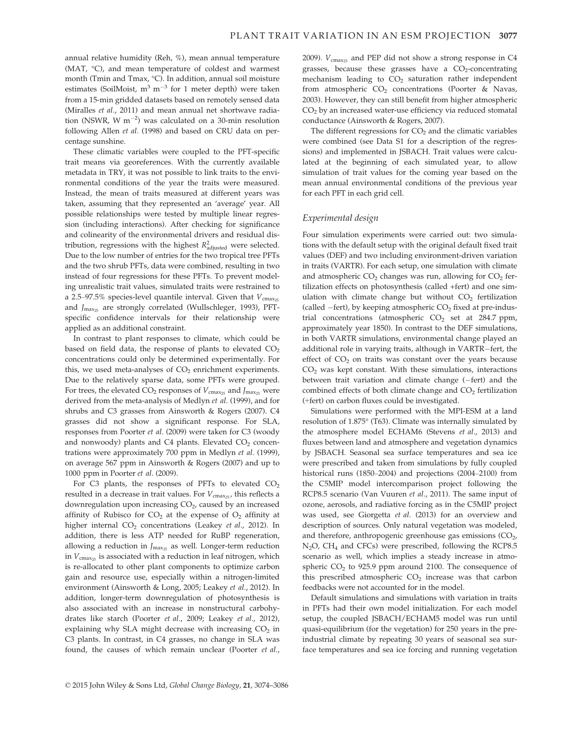annual relative humidity (Reh, %), mean annual temperature (MAT, °C), and mean temperature of coldest and warmest month (Tmin and Tmax, °C). In addition, annual soil moisture estimates (SoilMoist, $m^3\ m^{-3}$ for 1 meter depth) were taken from a 15-min gridded datasets based on remotely sensed data (Miralles *et al.*, 2011) and mean annual net shortwave radiation (NSWR, W $m^{-2}$) was calculated on a 30-min resolution following Allen *et al.* (1998) and based on CRU data on percentage sunshine.

These climatic variables were coupled to the PFT-specific trait means via georeferences. With the currently available metadata in TRY, it was not possible to link traits to the environmental conditions of the year the traits were measured. Instead, the mean of traits measured at different years was taken, assuming that they represented an 'average' year. All possible relationships were tested by multiple linear regression (including interactions). After checking for significance and colinearity of the environmental drivers and residual distribution, regressions with the highest $R^2_{\text{adjusted}}$ were selected. Due to the low number of entries for the two tropical tree PFTs and the two shrub PFTs, data were combined, resulting in two instead of four regressions for these PFTs. To prevent modeling unrealistic trait values, simulated traits were restrained to a 2.5–97.5% species-level quantile interval. Given that $V_{\text{cmax}_{25}}$ and $J_{\text{max}_{25}}$ are strongly correlated (Wullschleger, 1993), PFT-specific confidence intervals for their relationship were applied as an additional constraint.

In contrast to plant responses to climate, which could be based on field data, the response of plants to elevated $CO_2$ concentrations could only be determined experimentally. For this, we used meta-analyses of $CO_2$ enrichment experiments. Due to the relatively sparse data, some PFTs were grouped. For trees, the elevated $CO_2$ responses of $V_{\text{cmax}_{25}}$ and $J_{\text{max}_{25}}$ were derived from the meta-analysis of Medlyn *et al.* (1999), and for shrubs and C3 grasses from Ainsworth & Rogers (2007). C4 grasses did not show a significant response. For SLA, responses from Poorter *et al.* (2009) were taken for C3 (woody and nonwoody) plants and C4 plants. Elevated $CO_2$ concentrations were approximately 700 ppm in Medlyn *et al.* (1999), on average 567 ppm in Ainsworth & Rogers (2007) and up to 1000 ppm in Poorter *et al.* (2009).

For C3 plants, the responses of PFTs to elevated $CO_2$ resulted in a decrease in trait values. For $V_{\text{cmax}_{25}}$, this reflects a downregulation upon increasing $CO_2$, caused by an increased affinity of Rubisco for $CO_2$ at the expense of $O_2$ affinity at higher internal $CO_2$ concentrations (Leakey *et al.*, 2012). In addition, there is less ATP needed for RuBP regeneration, allowing a reduction in $J_{\text{max}_{25}}$ as well. Longer-term reduction in $V_{\text{cmax}_{25}}$ is associated with a reduction in leaf nitrogen, which is re-allocated to other plant components to optimize carbon gain and resource use, especially within a nitrogen-limited environment (Ainsworth & Long, 2005; Leakey *et al.*, 2012). In addition, longer-term downregulation of photosynthesis is also associated with an increase in nonstructural carbohydrates like starch (Poorter *et al.*, 2009; Leakey *et al.*, 2012), explaining why SLA might decrease with increasing $CO_2$ in C3 plants. In contrast, in C4 grasses, no change in SLA was found, the causes of which remain unclear (Poorter *et al.*, 2009). $V_{\text{cmax}_{25}}$ and PEP did not show a strong response in C4 grasses, because these grasses have a $CO_2$-concentrating mechanism leading to $CO_2$ saturation rather independent from atmospheric $CO_2$ concentrations (Poorter & Navas, 2003). However, they can still benefit from higher atmospheric $CO_2$ by an increased water-use efficiency via reduced stomatal conductance (Ainsworth & Rogers, 2007).

The different regressions for $CO_2$ and the climatic variables were combined (see Data S1 for a description of the regressions) and implemented in JSBACH. Trait values were calculated at the beginning of each simulated year, to allow simulation of trait values for the coming year based on the mean annual environmental conditions of the previous year for each PFT in each grid cell.

### Experimental design

Four simulation experiments were carried out: two simulations with the default setup with the original default fixed trait values (DEF) and two including environment-driven variation in traits (VARTR). For each setup, one simulation with climate and atmospheric $CO_2$ changes was run, allowing for $CO_2$ fertilization effects on photosynthesis (called +fert) and one simulation with climate change but without $CO_2$ fertilization (called −fert), by keeping atmospheric $CO_2$ fixed at pre-industrial concentrations (atmospheric $CO_2$ set at 284.7 ppm, approximately year 1850). In contrast to the DEF simulations, in both VARTR simulations, environmental change played an additional role in varying traits, although in VARTR−fert, the effect of $CO_2$ on traits was constant over the years because $CO_2$ was kept constant. With these simulations, interactions between trait variation and climate change (−fert) and the combined effects of both climate change and $CO_2$ fertilization (+fert) on carbon fluxes could be investigated.

Simulations were performed with the MPI-ESM at a land resolution of 1.875° (T63). Climate was internally simulated by the atmosphere model ECHAM6 (Stevens *et al.*, 2013) and fluxes between land and atmosphere and vegetation dynamics by JSBACH. Seasonal sea surface temperatures and sea ice were prescribed and taken from simulations by fully coupled historical runs (1850–2004) and projections (2004–2100) from the C5MIP model intercomparison project following the RCP8.5 scenario (Van Vuuren *et al.*, 2011). The same input of ozone, aerosols, and radiative forcing as in the C5MIP project was used, see Giorgetta *et al.* (2013) for an overview and description of sources. Only natural vegetation was modeled, and therefore, anthropogenic greenhouse gas emissions ($CO_2$, $N_2O$, $CH_4$ and CFCs) were prescribed, following the RCP8.5 scenario as well, which implies a steady increase in atmospheric $CO_2$ to 925.9 ppm around 2100. The consequence of this prescribed atmospheric $CO_2$ increase was that carbon feedbacks were not accounted for in the model.

Default simulations and simulations with variation in traits in PFTs had their own model initialization. For each model setup, the coupled JSBACH/ECHAM5 model was run until quasi-equilibrium (for the vegetation) for 250 years in the pre-industrial climate by repeating 30 years of seasonal sea surface temperatures and sea ice forcing and running vegetation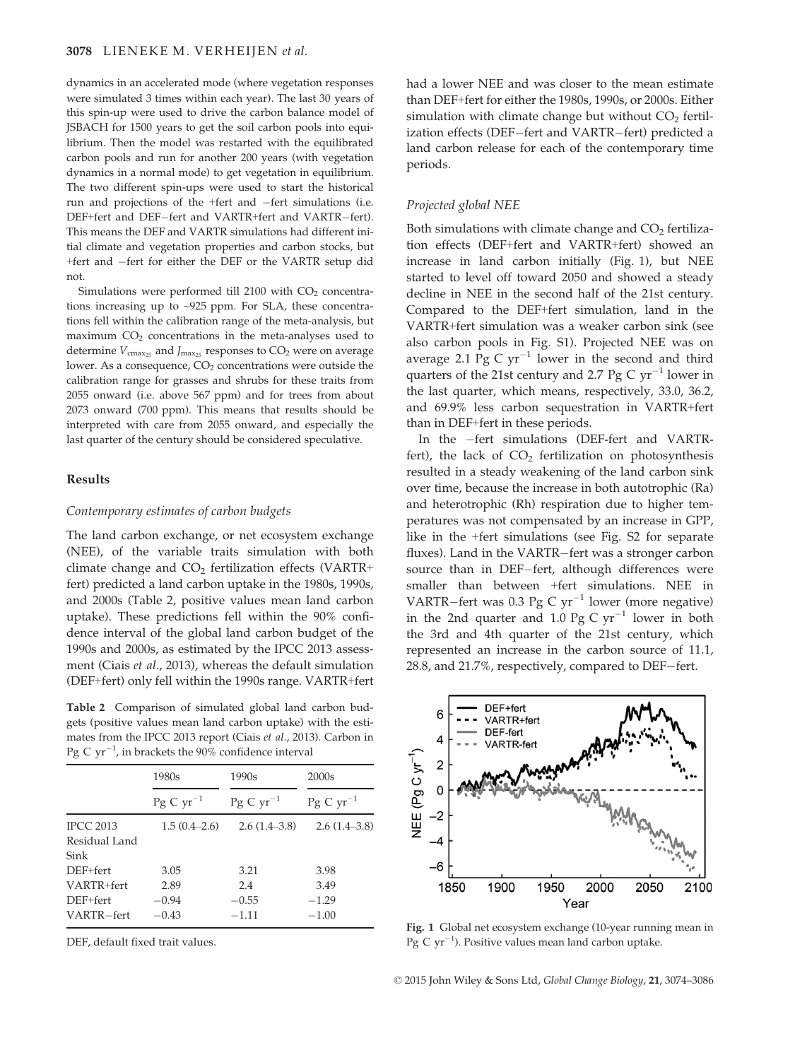dynamics in an accelerated mode (where vegetation responses were simulated 3 times within each year). The last 30 years of this spin-up were used to drive the carbon balance model of JSBACH for 1500 years to get the soil carbon pools into equilibrium. Then the model was restarted with the equilibrated carbon pools and run for another 200 years (with vegetation dynamics in a normal mode) to get vegetation in equilibrium. The two different spin-ups were used to start the historical run and projections of the +fert and −fert simulations (i.e. DEF+fert and DEF−fert and VARTR+fert and VARTR−fert). This means the DEF and VARTR simulations had different initial climate and vegetation properties and carbon stocks, but +fert and −fert for either the DEF or the VARTR setup did not.

Simulations were performed till 2100 with $CO_2$ concentrations increasing up to ~925 ppm. For SLA, these concentrations fell within the calibration range of the meta-analysis, but maximum $CO_2$ concentrations in the meta-analyses used to determine $V_{cmax_{25}}$ and $J_{max_{25}}$ responses to $CO_2$ were on average lower. As a consequence, $CO_2$ concentrations were outside the calibration range for grasses and shrubs for these traits from 2055 onward (i.e. above 567 ppm) and for trees from about 2073 onward (700 ppm). This means that results should be interpreted with care from 2055 onward, and especially the last quarter of the century should be considered speculative.

## Results

### Contemporary estimates of carbon budgets

The land carbon exchange, or net ecosystem exchange (NEE), of the variable traits simulation with both climate change and $CO_2$ fertilization effects (VARTR+fert) predicted a land carbon uptake in the 1980s, 1990s, and 2000s (Table 2, positive values mean land carbon uptake). These predictions fell within the 90% confidence interval of the global land carbon budget of the 1990s and 2000s, as estimated by the IPCC 2013 assessment (Ciais *et al.*, 2013), whereas the default simulation (DEF+fert) only fell within the 1990s range. VARTR+fert had a lower NEE and was closer to the mean estimate than DEF+fert for either the 1980s, 1990s, or 2000s. Either simulation with climate change but without $CO_2$ fertilization effects (DEF−fert and VARTR−fert) predicted a land carbon release for each of the contemporary time periods.

**Table 2** Comparison of simulated global land carbon budgets (positive values mean land carbon uptake) with the estimates from the IPCC 2013 report (Ciais *et al.*, 2013). Carbon in Pg C $yr^{-1}$, in brackets the 90% confidence interval

| | 1980s | 1990s | 2000s |
|---|---|---|---|
| | Pg C $yr^{-1}$ | Pg C $yr^{-1}$ | Pg C $yr^{-1}$ |
| IPCC 2013 Residual Land Sink | 1.5 (0.4–2.6) | 2.6 (1.4–3.8) | 2.6 (1.4–3.8) |
| DEF+fert | 3.05 | 3.21 | 3.98 |
| VARTR+fert | 2.89 | 2.4 | 3.49 |
| DEF+fert | −0.94 | −0.55 | −1.29 |
| VARTR−fert | −0.43 | −1.11 | −1.00 |

DEF, default fixed trait values.

### Projected global NEE

Both simulations with climate change and $CO_2$ fertilization effects (DEF+fert and VARTR+fert) showed an increase in land carbon initially (Fig. 1), but NEE started to level off toward 2050 and showed a steady decline in NEE in the second half of the 21st century. Compared to the DEF+fert simulation, land in the VARTR+fert simulation was a weaker carbon sink (see also carbon pools in Fig. S1). Projected NEE was on average 2.1 Pg C $yr^{-1}$ lower in the second and third quarters of the 21st century and 2.7 Pg C $yr^{-1}$ lower in the last quarter, which means, respectively, 33.0, 36.2, and 69.9% less carbon sequestration in VARTR+fert than in DEF+fert in these periods.

In the −fert simulations (DEF-fert and VARTR-fert), the lack of $CO_2$ fertilization on photosynthesis resulted in a steady weakening of the land carbon sink over time, because the increase in both autotrophic (Ra) and heterotrophic (Rh) respiration due to higher temperatures was not compensated by an increase in GPP, like in the +fert simulations (see Fig. S2 for separate fluxes). Land in the VARTR−fert was a stronger carbon source than in DEF−fert, although differences were smaller than between +fert simulations. NEE in VARTR−fert was 0.3 Pg C $yr^{-1}$ lower (more negative) in the 2nd quarter and 1.0 Pg C $yr^{-1}$ lower in both the 3rd and 4th quarter of the 21st century, which represented an increase in the carbon source of 11.1, 28.8, and 21.7%, respectively, compared to DEF−fert.

**Fig. 1** Global net ecosystem exchange (10-year running mean in Pg C $yr^{-1}$). Positive values mean land carbon uptake.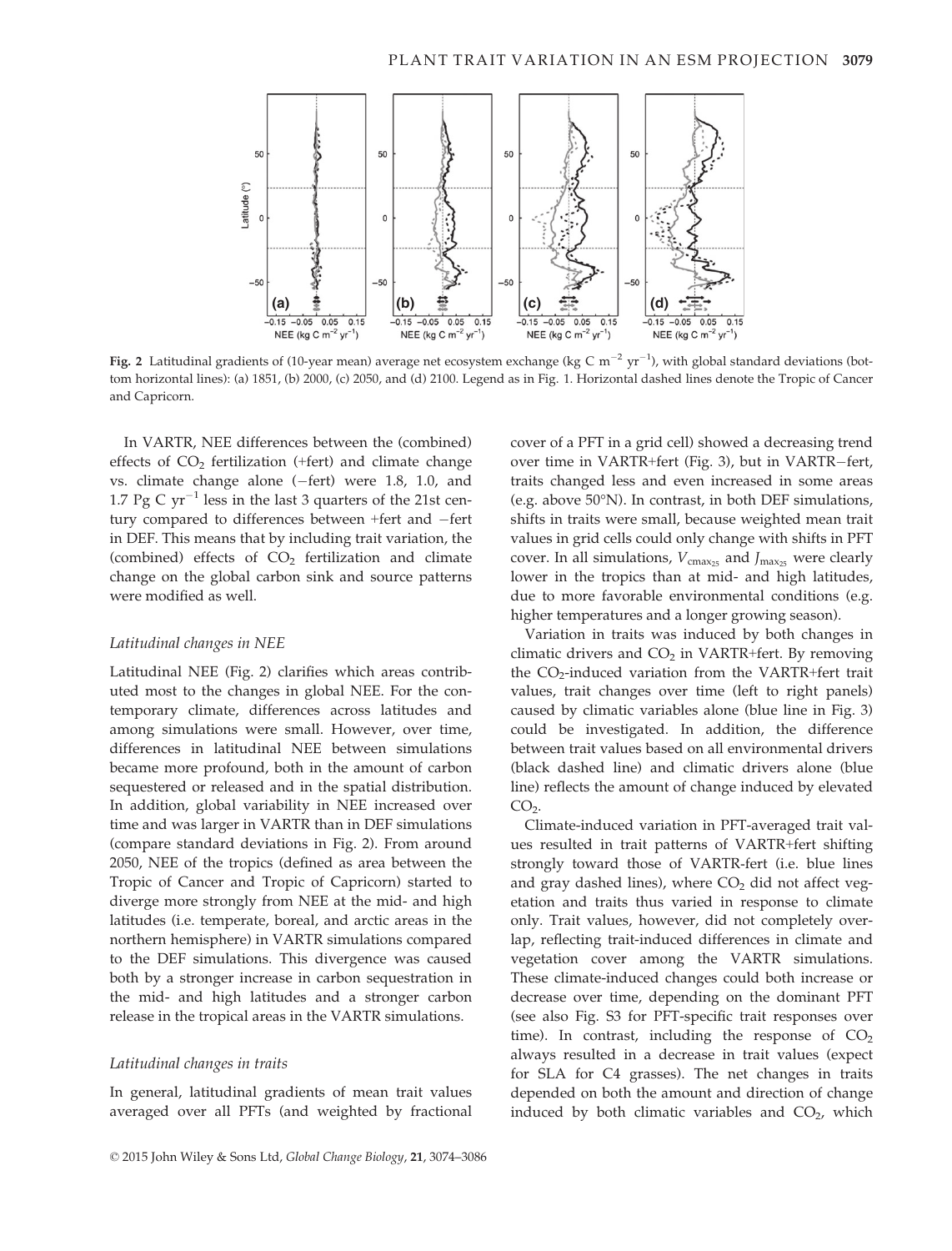Fig. 2 Latitudinal gradients of (10-year mean) average net ecosystem exchange (kg C $m^{-2}$ $yr^{-1}$), with global standard deviations (bottom horizontal lines): (a) 1851, (b) 2000, (c) 2050, and (d) 2100. Legend as in Fig. 1. Horizontal dashed lines denote the Tropic of Cancer and Capricorn.

In VARTR, NEE differences between the (combined) effects of $CO_2$ fertilization (+fert) and climate change vs. climate change alone (−fert) were 1.8, 1.0, and 1.7 Pg C $yr^{-1}$ less in the last 3 quarters of the 21st century compared to differences between +fert and −fert in DEF. This means that by including trait variation, the (combined) effects of $CO_2$ fertilization and climate change on the global carbon sink and source patterns were modified as well.

### *Latitudinal changes in NEE*

Latitudinal NEE (Fig. 2) clarifies which areas contributed most to the changes in global NEE. For the contemporary climate, differences across latitudes and among simulations were small. However, over time, differences in latitudinal NEE between simulations became more profound, both in the amount of carbon sequestered or released and in the spatial distribution. In addition, global variability in NEE increased over time and was larger in VARTR than in DEF simulations (compare standard deviations in Fig. 2). From around 2050, NEE of the tropics (defined as area between the Tropic of Cancer and Tropic of Capricorn) started to diverge more strongly from NEE at the mid- and high latitudes (i.e. temperate, boreal, and arctic areas in the northern hemisphere) in VARTR simulations compared to the DEF simulations. This divergence was caused both by a stronger increase in carbon sequestration in the mid- and high latitudes and a stronger carbon release in the tropical areas in the VARTR simulations.

### *Latitudinal changes in traits*

In general, latitudinal gradients of mean trait values averaged over all PFTs (and weighted by fractional cover of a PFT in a grid cell) showed a decreasing trend over time in VARTR+fert (Fig. 3), but in VARTR−fert, traits changed less and even increased in some areas (e.g. above 50°N). In contrast, in both DEF simulations, shifts in traits were small, because weighted mean trait values in grid cells could only change with shifts in PFT cover. In all simulations, $V_{cmax_{25}}$ and $J_{max_{25}}$ were clearly lower in the tropics than at mid- and high latitudes, due to more favorable environmental conditions (e.g. higher temperatures and a longer growing season).

Variation in traits was induced by both changes in climatic drivers and $CO_2$ in VARTR+fert. By removing the $CO_2$-induced variation from the VARTR+fert trait values, trait changes over time (left to right panels) caused by climatic variables alone (blue line in Fig. 3) could be investigated. In addition, the difference between trait values based on all environmental drivers (black dashed line) and climatic drivers alone (blue line) reflects the amount of change induced by elevated $CO_2$.

Climate-induced variation in PFT-averaged trait values resulted in trait patterns of VARTR+fert shifting strongly toward those of VARTR-fert (i.e. blue lines and gray dashed lines), where $CO_2$ did not affect vegetation and traits thus varied in response to climate only. Trait values, however, did not completely overlap, reflecting trait-induced differences in climate and vegetation cover among the VARTR simulations. These climate-induced changes could both increase or decrease over time, depending on the dominant PFT (see also Fig. S3 for PFT-specific trait responses over time). In contrast, including the response of $CO_2$ always resulted in a decrease in trait values (expect for SLA for C4 grasses). The net changes in traits depended on both the amount and direction of change induced by both climatic variables and $CO_2$, which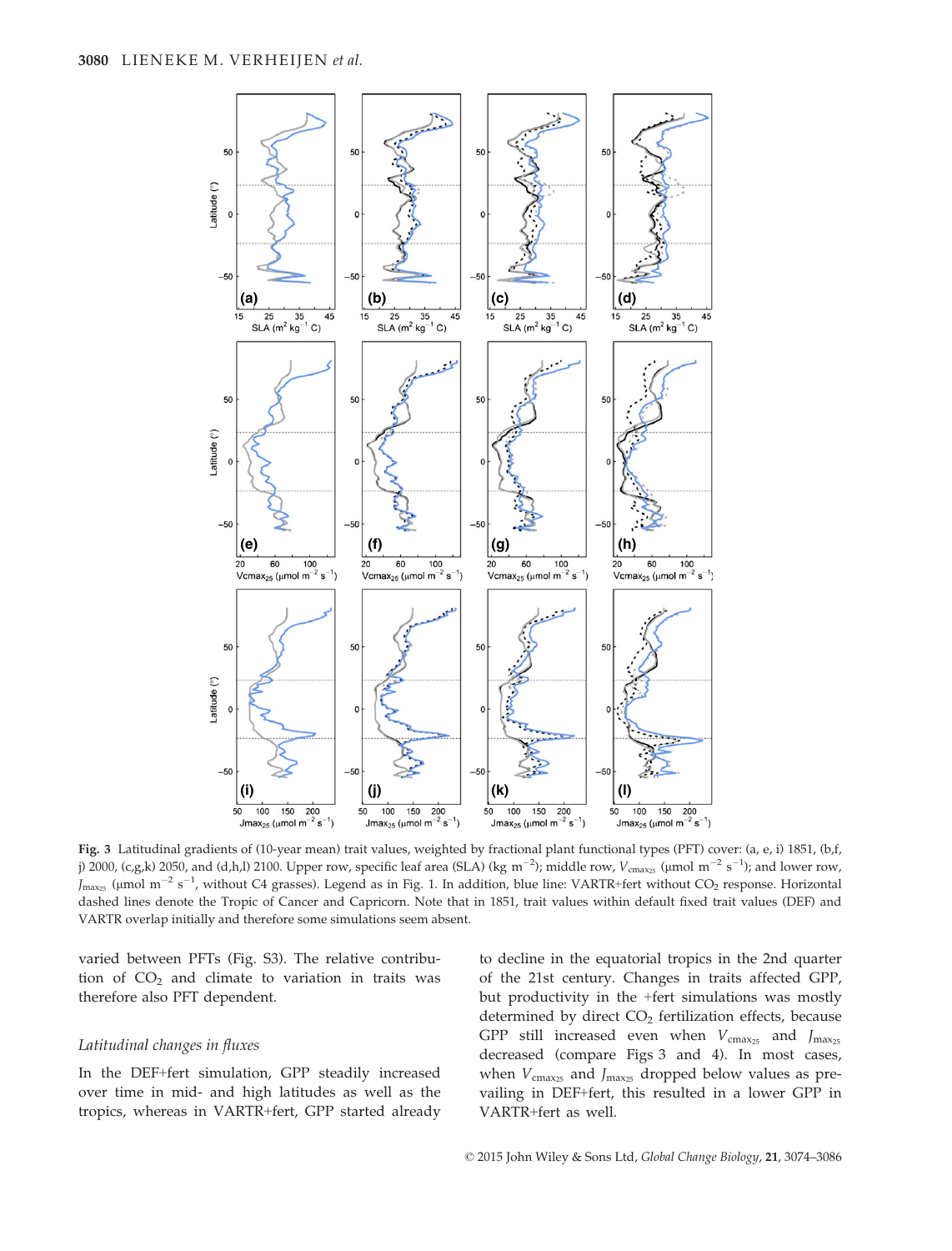**Fig. 3** Latitudinal gradients of (10-year mean) trait values, weighted by fractional plant functional types (PFT) cover: (a, e, i) 1851, (b,f, j) 2000, (c,g,k) 2050, and (d,h,l) 2100. Upper row, specific leaf area (SLA) (kg $m^{-2}$); middle row, $V_{cmax_{25}}$ (μmol $m^{-2}$ $s^{-1}$); and lower row, $J_{max_{25}}$ (μmol $m^{-2}$ $s^{-1}$, without C4 grasses). Legend as in Fig. 1. In addition, blue line: VARTR+fert without $CO_2$ response. Horizontal dashed lines denote the Tropic of Cancer and Capricorn. Note that in 1851, trait values within default fixed trait values (DEF) and VARTR overlap initially and therefore some simulations seem absent.

varied between PFTs (Fig. S3). The relative contribution of $CO_2$ and climate to variation in traits was therefore also PFT dependent.

### *Latitudinal changes in fluxes*

In the DEF+fert simulation, GPP steadily increased over time in mid- and high latitudes as well as the tropics, whereas in VARTR+fert, GPP started already to decline in the equatorial tropics in the 2nd quarter of the 21st century. Changes in traits affected GPP, but productivity in the +fert simulations was mostly determined by direct $CO_2$ fertilization effects, because GPP still increased even when $V_{cmax_{25}}$ and $J_{max_{25}}$ decreased (compare Figs 3 and 4). In most cases, when $V_{cmax_{25}}$ and $J_{max_{25}}$ dropped below values as prevailing in DEF+fert, this resulted in a lower GPP in VARTR+fert as well.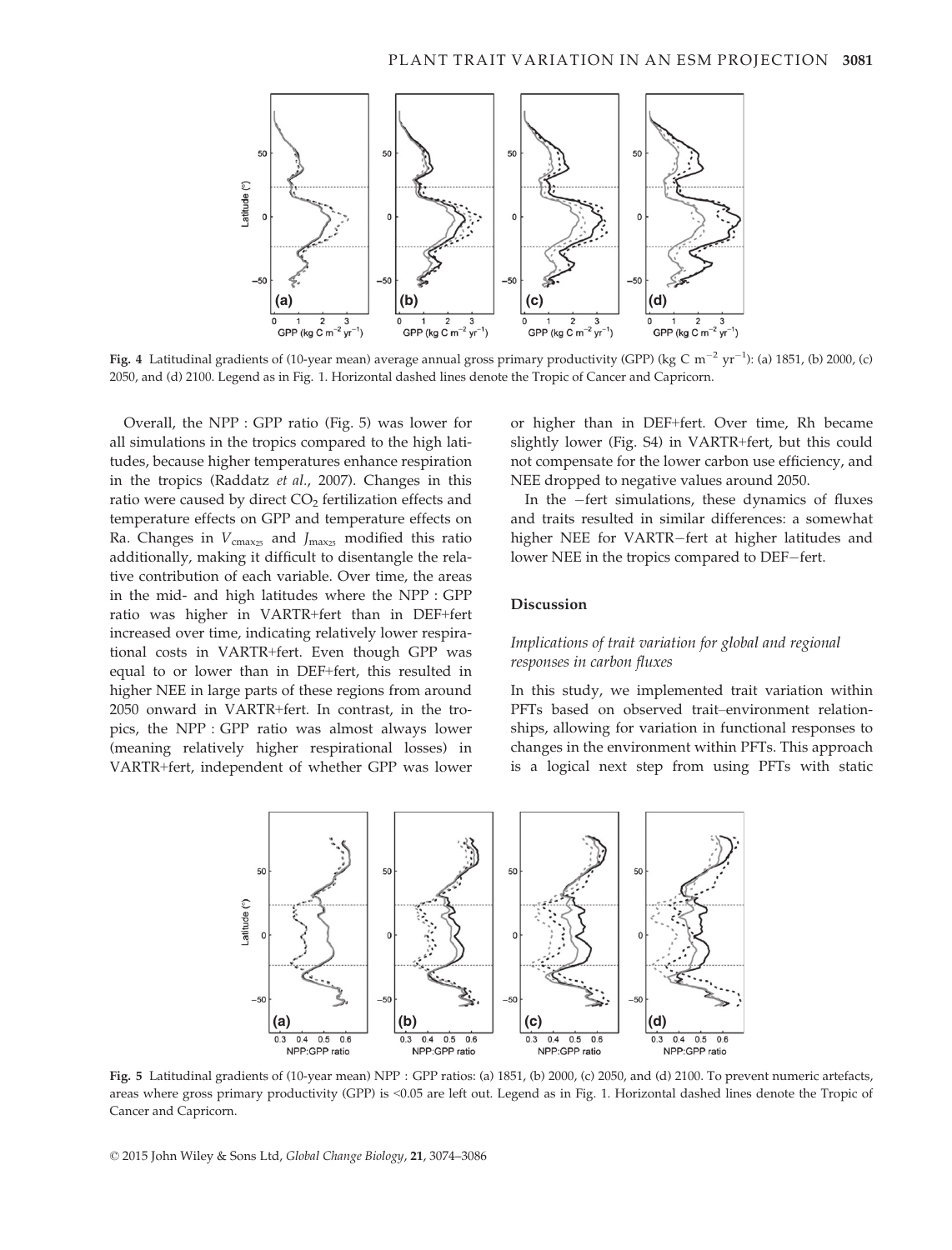Fig. 4 Latitudinal gradients of (10-year mean) average annual gross primary productivity (GPP) (kg C $m^{-2}$ $yr^{-1}$): (a) 1851, (b) 2000, (c) 2050, and (d) 2100. Legend as in Fig. 1. Horizontal dashed lines denote the Tropic of Cancer and Capricorn.

Overall, the NPP : GPP ratio (Fig. 5) was lower for all simulations in the tropics compared to the high latitudes, because higher temperatures enhance respiration in the tropics (Raddatz *et al.*, 2007). Changes in this ratio were caused by direct $CO_2$ fertilization effects and temperature effects on GPP and temperature effects on Ra. Changes in $V_{cmax_{25}}$ and $J_{max_{25}}$ modified this ratio additionally, making it difficult to disentangle the relative contribution of each variable. Over time, the areas in the mid- and high latitudes where the NPP : GPP ratio was higher in VARTR+fert than in DEF+fert increased over time, indicating relatively lower respirational costs in VARTR+fert. Even though GPP was equal to or lower than in DEF+fert, this resulted in higher NEE in large parts of these regions from around 2050 onward in VARTR+fert. In contrast, in the tropics, the NPP : GPP ratio was almost always lower (meaning relatively higher respirational losses) in VARTR+fert, independent of whether GPP was lower or higher than in DEF+fert. Over time, Rh became slightly lower (Fig. S4) in VARTR+fert, but this could not compensate for the lower carbon use efficiency, and NEE dropped to negative values around 2050.

In the −fert simulations, these dynamics of fluxes and traits resulted in similar differences: a somewhat higher NEE for VARTR−fert at higher latitudes and lower NEE in the tropics compared to DEF−fert.

## Discussion

### *Implications of trait variation for global and regional responses in carbon fluxes*

In this study, we implemented trait variation within PFTs based on observed trait–environment relationships, allowing for variation in functional responses to changes in the environment within PFTs. This approach is a logical next step from using PFTs with static

Fig. 5 Latitudinal gradients of (10-year mean) NPP : GPP ratios: (a) 1851, (b) 2000, (c) 2050, and (d) 2100. To prevent numeric artefacts, areas where gross primary productivity (GPP) is <0.05 are left out. Legend as in Fig. 1. Horizontal dashed lines denote the Tropic of Cancer and Capricorn.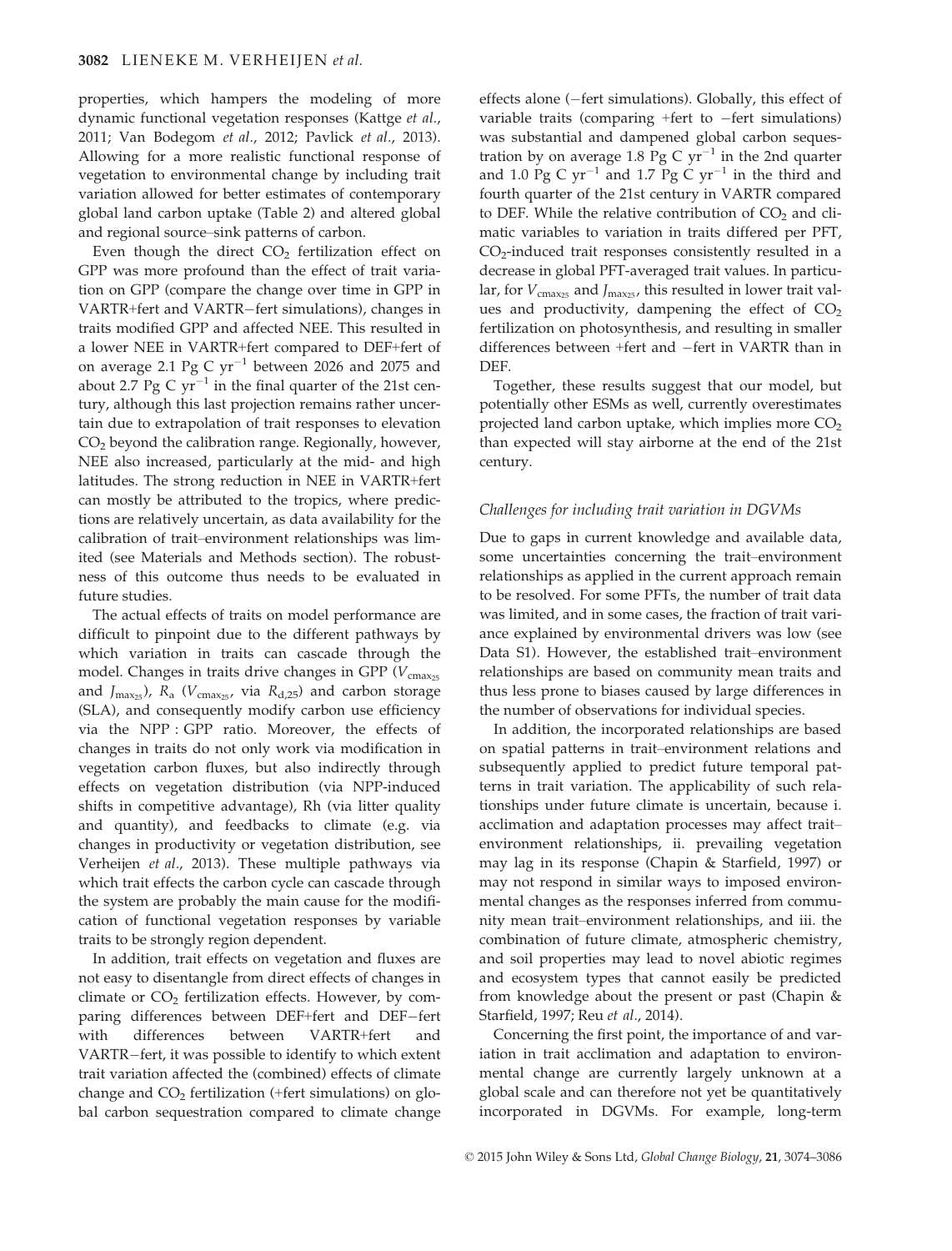properties, which hampers the modeling of more dynamic functional vegetation responses (Kattge *et al.*, 2011; Van Bodegom *et al.*, 2012; Pavlick *et al.*, 2013). Allowing for a more realistic functional response of vegetation to environmental change by including trait variation allowed for better estimates of contemporary global land carbon uptake (Table 2) and altered global and regional source–sink patterns of carbon.

Even though the direct $CO_2$ fertilization effect on GPP was more profound than the effect of trait variation on GPP (compare the change over time in GPP in VARTR+fert and VARTR−fert simulations), changes in traits modified GPP and affected NEE. This resulted in a lower NEE in VARTR+fert compared to DEF+fert of on average 2.1 Pg C $yr^{-1}$ between 2026 and 2075 and about 2.7 Pg C $yr^{-1}$ in the final quarter of the 21st century, although this last projection remains rather uncertain due to extrapolation of trait responses to elevation $CO_2$ beyond the calibration range. Regionally, however, NEE also increased, particularly at the mid- and high latitudes. The strong reduction in NEE in VARTR+fert can mostly be attributed to the tropics, where predictions are relatively uncertain, as data availability for the calibration of trait–environment relationships was limited (see Materials and Methods section). The robustness of this outcome thus needs to be evaluated in future studies.

The actual effects of traits on model performance are difficult to pinpoint due to the different pathways by which variation in traits can cascade through the model. Changes in traits drive changes in GPP ($V_{cmax_{25}}$ and $J_{max_{25}}$), $R_a$ ($V_{cmax_{25}}$, via $R_{d,25}$) and carbon storage (SLA), and consequently modify carbon use efficiency via the NPP : GPP ratio. Moreover, the effects of changes in traits do not only work via modification in vegetation carbon fluxes, but also indirectly through effects on vegetation distribution (via NPP-induced shifts in competitive advantage), Rh (via litter quality and quantity), and feedbacks to climate (e.g. via changes in productivity or vegetation distribution, see Verheijen *et al.*, 2013). These multiple pathways via which trait effects the carbon cycle can cascade through the system are probably the main cause for the modification of functional vegetation responses by variable traits to be strongly region dependent.

In addition, trait effects on vegetation and fluxes are not easy to disentangle from direct effects of changes in climate or $CO_2$ fertilization effects. However, by comparing differences between DEF+fert and DEF−fert with differences between VARTR+fert and VARTR−fert, it was possible to identify to which extent trait variation affected the (combined) effects of climate change and $CO_2$ fertilization (+fert simulations) on global carbon sequestration compared to climate change effects alone (−fert simulations). Globally, this effect of variable traits (comparing +fert to −fert simulations) was substantial and dampened global carbon sequestration by on average 1.8 Pg C $yr^{-1}$ in the 2nd quarter and 1.0 Pg C $yr^{-1}$ and 1.7 Pg C $yr^{-1}$ in the third and fourth quarter of the 21st century in VARTR compared to DEF. While the relative contribution of $CO_2$ and climatic variables to variation in traits differed per PFT, $CO_2$-induced trait responses consistently resulted in a decrease in global PFT-averaged trait values. In particular, for $V_{cmax_{25}}$ and $J_{max_{25}}$, this resulted in lower trait values and productivity, dampening the effect of $CO_2$ fertilization on photosynthesis, and resulting in smaller differences between +fert and −fert in VARTR than in DEF.

Together, these results suggest that our model, but potentially other ESMs as well, currently overestimates projected land carbon uptake, which implies more $CO_2$ than expected will stay airborne at the end of the 21st century.

### Challenges for including trait variation in DGVMs

Due to gaps in current knowledge and available data, some uncertainties concerning the trait–environment relationships as applied in the current approach remain to be resolved. For some PFTs, the number of trait data was limited, and in some cases, the fraction of trait variance explained by environmental drivers was low (see Data S1). However, the established trait–environment relationships are based on community mean traits and thus less prone to biases caused by large differences in the number of observations for individual species.

In addition, the incorporated relationships are based on spatial patterns in trait–environment relations and subsequently applied to predict future temporal patterns in trait variation. The applicability of such relationships under future climate is uncertain, because i. acclimation and adaptation processes may affect trait–environment relationships, ii. prevailing vegetation may lag in its response (Chapin & Starfield, 1997) or may not respond in similar ways to imposed environmental changes as the responses inferred from community mean trait–environment relationships, and iii. the combination of future climate, atmospheric chemistry, and soil properties may lead to novel abiotic regimes and ecosystem types that cannot easily be predicted from knowledge about the present or past (Chapin & Starfield, 1997; Reu *et al.*, 2014).

Concerning the first point, the importance of and variation in trait acclimation and adaptation to environmental change are currently largely unknown at a global scale and can therefore not yet be quantitatively incorporated in DGVMs. For example, long-term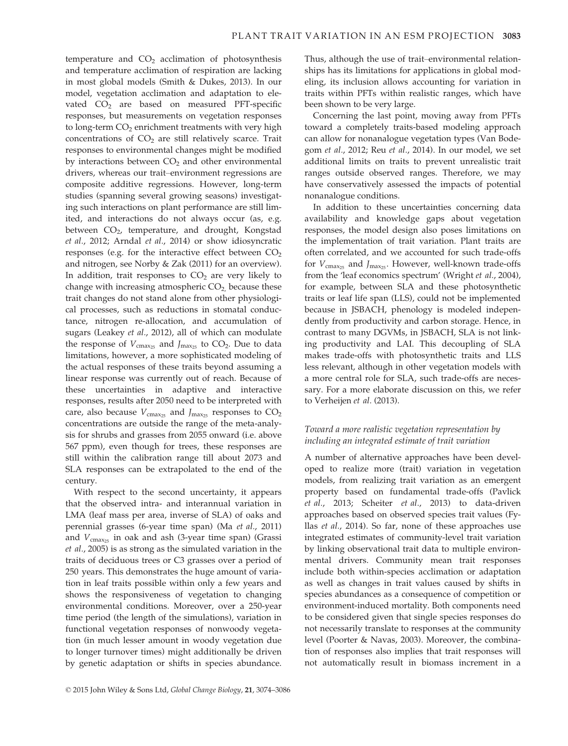temperature and $CO_2$ acclimation of photosynthesis and temperature acclimation of respiration are lacking in most global models (Smith & Dukes, 2013). In our model, vegetation acclimation and adaptation to elevated $CO_2$ are based on measured PFT-specific responses, but measurements on vegetation responses to long-term $CO_2$ enrichment treatments with very high concentrations of $CO_2$ are still relatively scarce. Trait responses to environmental changes might be modified by interactions between $CO_2$ and other environmental drivers, whereas our trait–environment regressions are composite additive regressions. However, long-term studies (spanning several growing seasons) investigating such interactions on plant performance are still limited, and interactions do not always occur (as, e.g. between $CO_2$, temperature, and drought, Kongstad *et al.*, 2012; Arndal *et al.*, 2014) or show idiosyncratic responses (e.g. for the interactive effect between $CO_2$ and nitrogen, see Norby & Zak (2011) for an overview). In addition, trait responses to $CO_2$ are very likely to change with increasing atmospheric $CO_2$, because these trait changes do not stand alone from other physiological processes, such as reductions in stomatal conductance, nitrogen re-allocation, and accumulation of sugars (Leakey *et al.*, 2012), all of which can modulate the response of $V_{cmax_{25}}$ and $J_{max_{25}}$ to $CO_2$. Due to data limitations, however, a more sophisticated modeling of the actual responses of these traits beyond assuming a linear response was currently out of reach. Because of these uncertainties in adaptive and interactive responses, results after 2050 need to be interpreted with care, also because $V_{cmax_{25}}$ and $J_{max_{25}}$ responses to $CO_2$ concentrations are outside the range of the meta-analysis for shrubs and grasses from 2055 onward (i.e. above 567 ppm), even though for trees, these responses are still within the calibration range till about 2073 and SLA responses can be extrapolated to the end of the century.

With respect to the second uncertainty, it appears that the observed intra- and interannual variation in LMA (leaf mass per area, inverse of SLA) of oaks and perennial grasses (6-year time span) (Ma *et al.*, 2011) and $V_{cmax_{25}}$ in oak and ash (3-year time span) (Grassi *et al.*, 2005) is as strong as the simulated variation in the traits of deciduous trees or C3 grasses over a period of 250 years. This demonstrates the huge amount of variation in leaf traits possible within only a few years and shows the responsiveness of vegetation to changing environmental conditions. Moreover, over a 250-year time period (the length of the simulations), variation in functional vegetation responses of nonwoody vegetation (in much lesser amount in woody vegetation due to longer turnover times) might additionally be driven by genetic adaptation or shifts in species abundance. Thus, although the use of trait–environmental relationships has its limitations for applications in global modeling, its inclusion allows accounting for variation in traits within PFTs within realistic ranges, which have been shown to be very large.

Concerning the last point, moving away from PFTs toward a completely traits-based modeling approach can allow for nonanalogue vegetation types (Van Bodegom *et al.*, 2012; Reu *et al.*, 2014). In our model, we set additional limits on traits to prevent unrealistic trait ranges outside observed ranges. Therefore, we may have conservatively assessed the impacts of potential nonanalogue conditions.

In addition to these uncertainties concerning data availability and knowledge gaps about vegetation responses, the model design also poses limitations on the implementation of trait variation. Plant traits are often correlated, and we accounted for such trade-offs for $V_{cmax_{25}}$ and $J_{max_{25}}$. However, well-known trade-offs from the 'leaf economics spectrum' (Wright *et al.*, 2004), for example, between SLA and these photosynthetic traits or leaf life span (LLS), could not be implemented because in JSBACH, phenology is modeled independently from productivity and carbon storage. Hence, in contrast to many DGVMs, in JSBACH, SLA is not linking productivity and LAI. This decoupling of SLA makes trade-offs with photosynthetic traits and LLS less relevant, although in other vegetation models with a more central role for SLA, such trade-offs are necessary. For a more elaborate discussion on this, we refer to Verheijen *et al.* (2013).

### *Toward a more realistic vegetation representation by including an integrated estimate of trait variation*

A number of alternative approaches have been developed to realize more (trait) variation in vegetation models, from realizing trait variation as an emergent property based on fundamental trade-offs (Pavlick *et al.*, 2013; Scheiter *et al.*, 2013) to data-driven approaches based on observed species trait values (Fyllas *et al.*, 2014). So far, none of these approaches use integrated estimates of community-level trait variation by linking observational trait data to multiple environmental drivers. Community mean trait responses include both within-species acclimation or adaptation as well as changes in trait values caused by shifts in species abundances as a consequence of competition or environment-induced mortality. Both components need to be considered given that single species responses do not necessarily translate to responses at the community level (Poorter & Navas, 2003). Moreover, the combination of responses also implies that trait responses will not automatically result in biomass increment in a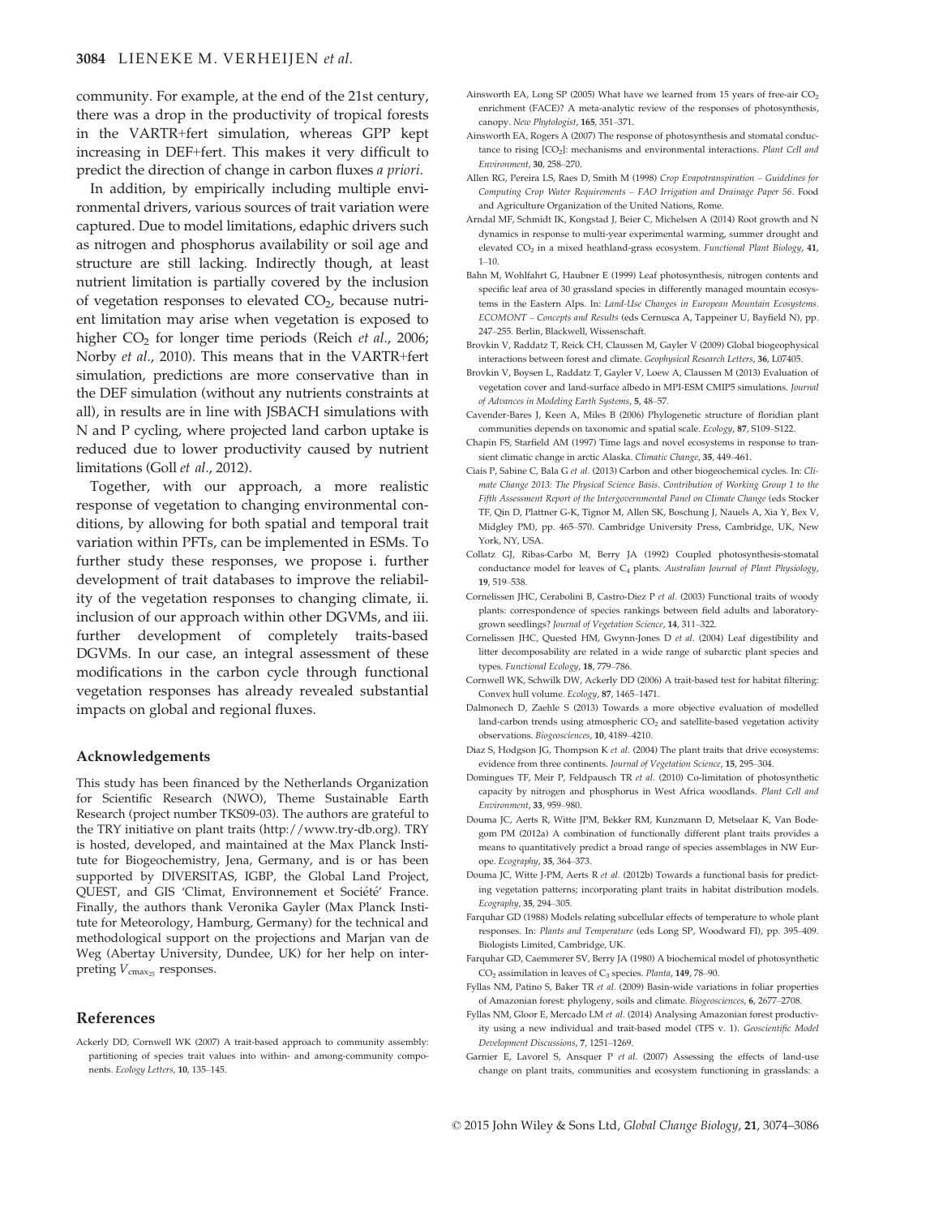community. For example, at the end of the 21st century, there was a drop in the productivity of tropical forests in the VARTR+fert simulation, whereas GPP kept increasing in DEF+fert. This makes it very difficult to predict the direction of change in carbon fluxes *a priori*.

In addition, by empirically including multiple environmental drivers, various sources of trait variation were captured. Due to model limitations, edaphic drivers such as nitrogen and phosphorus availability or soil age and structure are still lacking. Indirectly though, at least nutrient limitation is partially covered by the inclusion of vegetation responses to elevated $CO_2$, because nutrient limitation may arise when vegetation is exposed to higher $CO_2$ for longer time periods (Reich *et al*., 2006; Norby *et al*., 2010). This means that in the VARTR+fert simulation, predictions are more conservative than in the DEF simulation (without any nutrients constraints at all), in results are in line with JSBACH simulations with N and P cycling, where projected land carbon uptake is reduced due to lower productivity caused by nutrient limitations (Goll *et al*., 2012).

Together, with our approach, a more realistic response of vegetation to changing environmental conditions, by allowing for both spatial and temporal trait variation within PFTs, can be implemented in ESMs. To further study these responses, we propose i. further development of trait databases to improve the reliability of the vegetation responses to changing climate, ii. inclusion of our approach within other DGVMs, and iii. further development of completely traits-based DGVMs. In our case, an integral assessment of these modifications in the carbon cycle through functional vegetation responses has already revealed substantial impacts on global and regional fluxes.

## Acknowledgements

This study has been financed by the Netherlands Organization for Scientific Research (NWO), Theme Sustainable Earth Research (project number TKS09-03). The authors are grateful to the TRY initiative on plant traits (http://www.try-db.org). TRY is hosted, developed, and maintained at the Max Planck Institute for Biogeochemistry, Jena, Germany, and is or has been supported by DIVERSITAS, IGBP, the Global Land Project, QUEST, and GIS 'Climat, Environnement et Société' France. Finally, the authors thank Veronika Gayler (Max Planck Institute for Meteorology, Hamburg, Germany) for the technical and methodological support on the projections and Marjan van de Weg (Abertay University, Dundee, UK) for her help on interpreting $V_{cmax_{25}}$ responses.

## References

Ackerly DD, Cornwell WK (2007) A trait-based approach to community assembly: partitioning of species trait values into within- and among-community components. *Ecology Letters*, **10**, 135–145.

Ainsworth EA, Long SP (2005) What have we learned from 15 years of free-air $CO_2$ enrichment (FACE)? A meta-analytic review of the responses of photosynthesis, canopy. *New Phytologist*, **165**, 351–371.

Ainsworth EA, Rogers A (2007) The response of photosynthesis and stomatal conductance to rising [$CO_2$]: mechanisms and environmental interactions. *Plant Cell and Environment*, **30**, 258–270.

Allen RG, Pereira LS, Raes D, Smith M (1998) *Crop Evapotranspiration – Guidelines for Computing Crop Water Requirements – FAO Irrigation and Drainage Paper 56*. Food and Agriculture Organization of the United Nations, Rome.

Arndal MF, Schmidt IK, Kongstad J, Beier C, Michelsen A (2014) Root growth and N dynamics in response to multi-year experimental warming, summer drought and elevated $CO_2$ in a mixed heathland-grass ecosystem. *Functional Plant Biology*, **41**, 1–10.

Bahn M, Wohlfahrt G, Haubner E (1999) Leaf photosynthesis, nitrogen contents and specific leaf area of 30 grassland species in differently managed mountain ecosystems in the Eastern Alps. In: *Land-Use Changes in European Mountain Ecosystems. ECOMONT – Concepts and Results* (eds Cernusca A, Tappeiner U, Bayfield N), pp. 247–255. Berlin, Blackwell, Wissenschaft.

Brovkin V, Raddatz T, Reick CH, Claussen M, Gayler V (2009) Global biogeophysical interactions between forest and climate. *Geophysical Research Letters*, **36**, L07405.

Brovkin V, Boysen L, Raddatz T, Gayler V, Loew A, Claussen M (2013) Evaluation of vegetation cover and land-surface albedo in MPI-ESM CMIP5 simulations. *Journal of Advances in Modeling Earth Systems*, **5**, 48–57.

Cavender-Bares J, Keen A, Miles B (2006) Phylogenetic structure of floridian plant communities depends on taxonomic and spatial scale. *Ecology*, **87**, S109–S122.

Chapin FS, Starfield AM (1997) Time lags and novel ecosystems in response to transient climatic change in arctic Alaska. *Climatic Change*, **35**, 449–461.

Ciais P, Sabine C, Bala G *et al*. (2013) Carbon and other biogeochemical cycles. In: *Climate Change 2013: The Physical Science Basis. Contribution of Working Group 1 to the Fifth Assessment Report of the Intergovernmental Panel on Climate Change* (eds Stocker TF, Qin D, Plattner G-K, Tignor M, Allen SK, Boschung J, Nauels A, Xia Y, Bex V, Midgley PM), pp. 465–570. Cambridge University Press, Cambridge, UK, New York, NY, USA.

Collatz GJ, Ribas-Carbo M, Berry JA (1992) Coupled photosynthesis-stomatal conductance model for leaves of $C_4$ plants. *Australian Journal of Plant Physiology*, **19**, 519–538.

Cornelissen JHC, Cerabolini B, Castro-Diez P *et al*. (2003) Functional traits of woody plants: correspondence of species rankings between field adults and laboratory-grown seedlings? *Journal of Vegetation Science*, **14**, 311–322.

Cornelissen JHC, Quested HM, Gwynn-Jones D *et al*. (2004) Leaf digestibility and litter decomposability are related in a wide range of subarctic plant species and types. *Functional Ecology*, **18**, 779–786.

Cornwell WK, Schwilk DW, Ackerly DD (2006) A trait-based test for habitat filtering: Convex hull volume. *Ecology*, **87**, 1465–1471.

Dalmonech D, Zaehle S (2013) Towards a more objective evaluation of modelled land-carbon trends using atmospheric $CO_2$ and satellite-based vegetation activity observations. *Biogeosciences*, **10**, 4189–4210.

Diaz S, Hodgson JG, Thompson K *et al*. (2004) The plant traits that drive ecosystems: evidence from three continents. *Journal of Vegetation Science*, **15**, 295–304.

Domingues TF, Meir P, Feldpausch TR *et al*. (2010) Co-limitation of photosynthetic capacity by nitrogen and phosphorus in West Africa woodlands. *Plant Cell and Environment*, **33**, 959–980.

Douma JC, Aerts R, Witte JPM, Bekker RM, Kunzmann D, Metselaar K, Van Bodegom PM (2012a) A combination of functionally different plant traits provides a means to quantitatively predict a broad range of species assemblages in NW Europe. *Ecography*, **35**, 364–373.

Douma JC, Witte J-PM, Aerts R *et al*. (2012b) Towards a functional basis for predicting vegetation patterns; incorporating plant traits in habitat distribution models. *Ecography*, **35**, 294–305.

Farquhar GD (1988) Models relating subcellular effects of temperature to whole plant responses. In: *Plants and Temperature* (eds Long SP, Woodward FI), pp. 395–409. Biologists Limited, Cambridge, UK.

Farquhar GD, Caemmerer SV, Berry JA (1980) A biochemical model of photosynthetic $CO_2$ assimilation in leaves of $C_3$ species. *Planta*, **149**, 78–90.

Fyllas NM, Patino S, Baker TR *et al*. (2009) Basin-wide variations in foliar properties of Amazonian forest: phylogeny, soils and climate. *Biogeosciences*, **6**, 2677–2708.

Fyllas NM, Gloor E, Mercado LM *et al*. (2014) Analysing Amazonian forest productivity using a new individual and trait-based model (TFS v. 1). *Geoscientific Model Development Discussions*, **7**, 1251–1269.

Garnier E, Lavorel S, Ansquer P *et al*. (2007) Assessing the effects of land-use change on plant traits, communities and ecosystem functioning in grasslands: a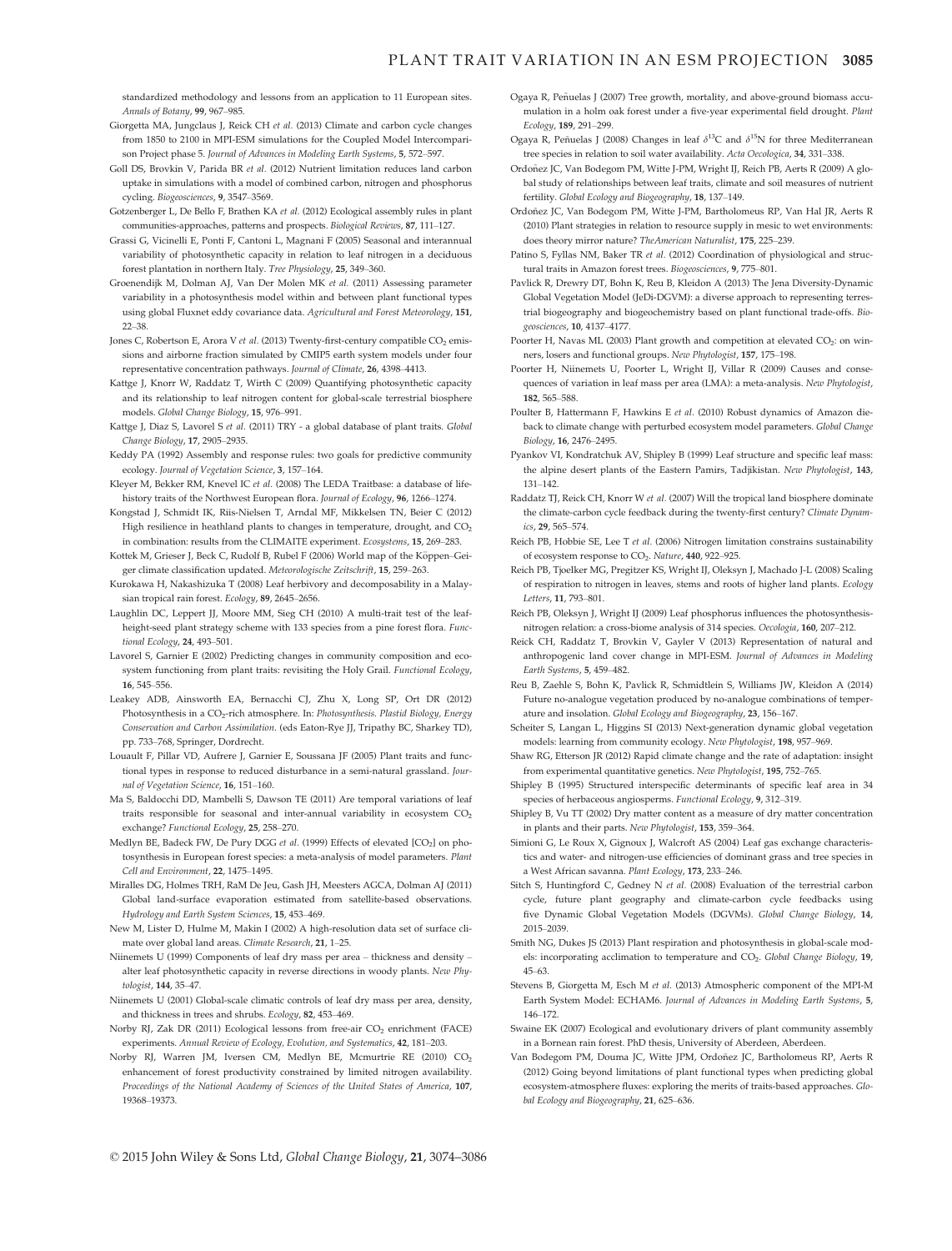standardized methodology and lessons from an application to 11 European sites. *Annals of Botany*, **99**, 967–985.

Giorgetta MA, Jungclaus J, Reick CH *et al.* (2013) Climate and carbon cycle changes from 1850 to 2100 in MPI-ESM simulations for the Coupled Model Intercomparison Project phase 5. *Journal of Advances in Modeling Earth Systems*, **5**, 572–597.

Goll DS, Brovkin V, Parida BR *et al.* (2012) Nutrient limitation reduces land carbon uptake in simulations with a model of combined carbon, nitrogen and phosphorus cycling. *Biogeosciences*, **9**, 3547–3569.

Gotzenberger L, De Bello F, Brathen KA *et al.* (2012) Ecological assembly rules in plant communities-approaches, patterns and prospects. *Biological Reviews*, **87**, 111–127.

Grassi G, Vicinelli E, Ponti F, Cantoni L, Magnani F (2005) Seasonal and interannual variability of photosynthetic capacity in relation to leaf nitrogen in a deciduous forest plantation in northern Italy. *Tree Physiology*, **25**, 349–360.

Groenendijk M, Dolman AJ, Van Der Molen MK *et al.* (2011) Assessing parameter variability in a photosynthesis model within and between plant functional types using global Fluxnet eddy covariance data. *Agricultural and Forest Meteorology*, **151**, 22–38.

Jones C, Robertson E, Arora V *et al.* (2013) Twenty-first-century compatible $CO_2$ emissions and airborne fraction simulated by CMIP5 earth system models under four representative concentration pathways. *Journal of Climate*, **26**, 4398–4413.

Kattge J, Knorr W, Raddatz T, Wirth C (2009) Quantifying photosynthetic capacity and its relationship to leaf nitrogen content for global-scale terrestrial biosphere models. *Global Change Biology*, **15**, 976–991.

Kattge J, Diaz S, Lavorel S *et al.* (2011) TRY - a global database of plant traits. *Global Change Biology*, **17**, 2905–2935.

Keddy PA (1992) Assembly and response rules: two goals for predictive community ecology. *Journal of Vegetation Science*, **3**, 157–164.

Kleyer M, Bekker RM, Knevel IC *et al.* (2008) The LEDA Traitbase: a database of life-history traits of the Northwest European flora. *Journal of Ecology*, **96**, 1266–1274.

Kongstad J, Schmidt IK, Riis-Nielsen T, Arndal MF, Mikkelsen TN, Beier C (2012) High resilience in heathland plants to changes in temperature, drought, and $CO_2$ in combination: results from the CLIMAITE experiment. *Ecosystems*, **15**, 269–283.

Kottek M, Grieser J, Beck C, Rudolf B, Rubel F (2006) World map of the Köppen–Geiger climate classification updated. *Meteorologische Zeitschrift*, **15**, 259–263.

Kurokawa H, Nakashizuka T (2008) Leaf herbivory and decomposability in a Malaysian tropical rain forest. *Ecology*, **89**, 2645–2656.

Laughlin DC, Leppert JJ, Moore MM, Sieg CH (2010) A multi-trait test of the leaf-height-seed plant strategy scheme with 133 species from a pine forest flora. *Functional Ecology*, **24**, 493–501.

Lavorel S, Garnier E (2002) Predicting changes in community composition and ecosystem functioning from plant traits: revisiting the Holy Grail. *Functional Ecology*, **16**, 545–556.

Leakey ADB, Ainsworth EA, Bernacchi CJ, Zhu X, Long SP, Ort DR (2012) Photosynthesis in a $CO_2$-rich atmosphere. In: *Photosynthesis. Plastid Biology, Energy Conservation and Carbon Assimilation.* (eds Eaton-Rye JJ, Tripathy BC, Sharkey TD), pp. 733–768, Springer, Dordrecht.

Louault F, Pillar VD, Aufrere J, Garnier E, Soussana JF (2005) Plant traits and functional types in response to reduced disturbance in a semi-natural grassland. *Journal of Vegetation Science*, **16**, 151–160.

Ma S, Baldocchi DD, Mambelli S, Dawson TE (2011) Are temporal variations of leaf traits responsible for seasonal and inter-annual variability in ecosystem $CO_2$ exchange? *Functional Ecology*, **25**, 258–270.

Medlyn BE, Badeck FW, De Pury DGG *et al.* (1999) Effects of elevated [$CO_2$] on photosynthesis in European forest species: a meta-analysis of model parameters. *Plant Cell and Environment*, **22**, 1475–1495.

Miralles DG, Holmes TRH, RaM De Jeu, Gash JH, Meesters AGCA, Dolman AJ (2011) Global land-surface evaporation estimated from satellite-based observations. *Hydrology and Earth System Sciences*, **15**, 453–469.

New M, Lister D, Hulme M, Makin I (2002) A high-resolution data set of surface climate over global land areas. *Climate Research*, **21**, 1–25.

Niinemets U (1999) Components of leaf dry mass per area – thickness and density – alter leaf photosynthetic capacity in reverse directions in woody plants. *New Phytologist*, **144**, 35–47.

Niinemets U (2001) Global-scale climatic controls of leaf dry mass per area, density, and thickness in trees and shrubs. *Ecology*, **82**, 453–469.

Norby RJ, Zak DR (2011) Ecological lessons from free-air $CO_2$ enrichment (FACE) experiments. *Annual Review of Ecology, Evolution, and Systematics*, **42**, 181–203.

Norby RJ, Warren JM, Iversen CM, Medlyn BE, Mcmurtrie RE (2010) $CO_2$ enhancement of forest productivity constrained by limited nitrogen availability. *Proceedings of the National Academy of Sciences of the United States of America*, **107**, 19368–19373.

Ogaya R, Peñuelas J (2007) Tree growth, mortality, and above-ground biomass accumulation in a holm oak forest under a five-year experimental field drought. *Plant Ecology*, **189**, 291–299.

Ogaya R, Peñuelas J (2008) Changes in leaf $\delta^{13}C$ and $\delta^{15}N$ for three Mediterranean tree species in relation to soil water availability. *Acta Oecologica*, **34**, 331–338.

Ordoñez JC, Van Bodegom PM, Witte J-PM, Wright IJ, Reich PB, Aerts R (2009) A global study of relationships between leaf traits, climate and soil measures of nutrient fertility. *Global Ecology and Biogeography*, **18**, 137–149.

Ordoñez JC, Van Bodegom PM, Witte J-PM, Bartholomeus RP, Van Hal JR, Aerts R (2010) Plant strategies in relation to resource supply in mesic to wet environments: does theory mirror nature? *TheAmerican Naturalist*, **175**, 225–239.

Patino S, Fyllas NM, Baker TR *et al.* (2012) Coordination of physiological and structural traits in Amazon forest trees. *Biogeosciences*, **9**, 775–801.

Pavlick R, Drewry DT, Bohn K, Reu B, Kleidon A (2013) The Jena Diversity-Dynamic Global Vegetation Model (JeDi-DGVM): a diverse approach to representing terrestrial biogeography and biogeochemistry based on plant functional trade-offs. *Biogeosciences*, **10**, 4137–4177.

Poorter H, Navas ML (2003) Plant growth and competition at elevated $CO_2$: on winners, losers and functional groups. *New Phytologist*, **157**, 175–198.

Poorter H, Niinemets U, Poorter L, Wright IJ, Villar R (2009) Causes and consequences of variation in leaf mass per area (LMA): a meta-analysis. *New Phytologist*, **182**, 565–588.

Poulter B, Hattermann F, Hawkins E *et al.* (2010) Robust dynamics of Amazon dieback to climate change with perturbed ecosystem model parameters. *Global Change Biology*, **16**, 2476–2495.

Pyankov VI, Kondratchuk AV, Shipley B (1999) Leaf structure and specific leaf mass: the alpine desert plants of the Eastern Pamirs, Tadjikistan. *New Phytologist*, **143**, 131–142.

Raddatz TJ, Reick CH, Knorr W *et al.* (2007) Will the tropical land biosphere dominate the climate-carbon cycle feedback during the twenty-first century? *Climate Dynamics*, **29**, 565–574.

Reich PB, Hobbie SE, Lee T *et al.* (2006) Nitrogen limitation constrains sustainability of ecosystem response to $CO_2$. *Nature*, **440**, 922–925.

Reich PB, Tjoelker MG, Pregitzer KS, Wright IJ, Oleksyn J, Machado J-L (2008) Scaling of respiration to nitrogen in leaves, stems and roots of higher land plants. *Ecology Letters*, **11**, 793–801.

Reich PB, Oleksyn J, Wright IJ (2009) Leaf phosphorus influences the photosynthesis-nitrogen relation: a cross-biome analysis of 314 species. *Oecologia*, **160**, 207–212.

Reick CH, Raddatz T, Brovkin V, Gayler V (2013) Representation of natural and anthropogenic land cover change in MPI-ESM. *Journal of Advances in Modeling Earth Systems*, **5**, 459–482.

Reu B, Zaehle S, Bohn K, Pavlick R, Schmidtlein S, Williams JW, Kleidon A (2014) Future no-analogue vegetation produced by no-analogue combinations of temperature and insolation. *Global Ecology and Biogeography*, **23**, 156–167.

Scheiter S, Langan L, Higgins SI (2013) Next-generation dynamic global vegetation models: learning from community ecology. *New Phytologist*, **198**, 957–969.

Shaw RG, Etterson JR (2012) Rapid climate change and the rate of adaptation: insight from experimental quantitative genetics. *New Phytologist*, **195**, 752–765.

Shipley B (1995) Structured interspecific determinants of specific leaf area in 34 species of herbaceous angiosperms. *Functional Ecology*, **9**, 312–319.

Shipley B, Vu TT (2002) Dry matter content as a measure of dry matter concentration in plants and their parts. *New Phytologist*, **153**, 359–364.

Simioni G, Le Roux X, Gignoux J, Walcroft AS (2004) Leaf gas exchange characteristics and water- and nitrogen-use efficiencies of dominant grass and tree species in a West African savanna. *Plant Ecology*, **173**, 233–246.

Sitch S, Huntingford C, Gedney N *et al.* (2008) Evaluation of the terrestrial carbon cycle, future plant geography and climate-carbon cycle feedbacks using five Dynamic Global Vegetation Models (DGVMs). *Global Change Biology*, **14**, 2015–2039.

Smith NG, Dukes JS (2013) Plant respiration and photosynthesis in global-scale models: incorporating acclimation to temperature and $CO_2$. *Global Change Biology*, **19**, 45–63.

Stevens B, Giorgetta M, Esch M *et al.* (2013) Atmospheric component of the MPI-M Earth System Model: ECHAM6. *Journal of Advances in Modeling Earth Systems*, **5**, 146–172.

Swaine EK (2007) Ecological and evolutionary drivers of plant community assembly in a Bornean rain forest. PhD thesis, University of Aberdeen, Aberdeen.

Van Bodegom PM, Douma JC, Witte JPM, Ordoñez JC, Bartholomeus RP, Aerts R (2012) Going beyond limitations of plant functional types when predicting global ecosystem-atmosphere fluxes: exploring the merits of traits-based approaches. *Global Ecology and Biogeography*, **21**, 625–636.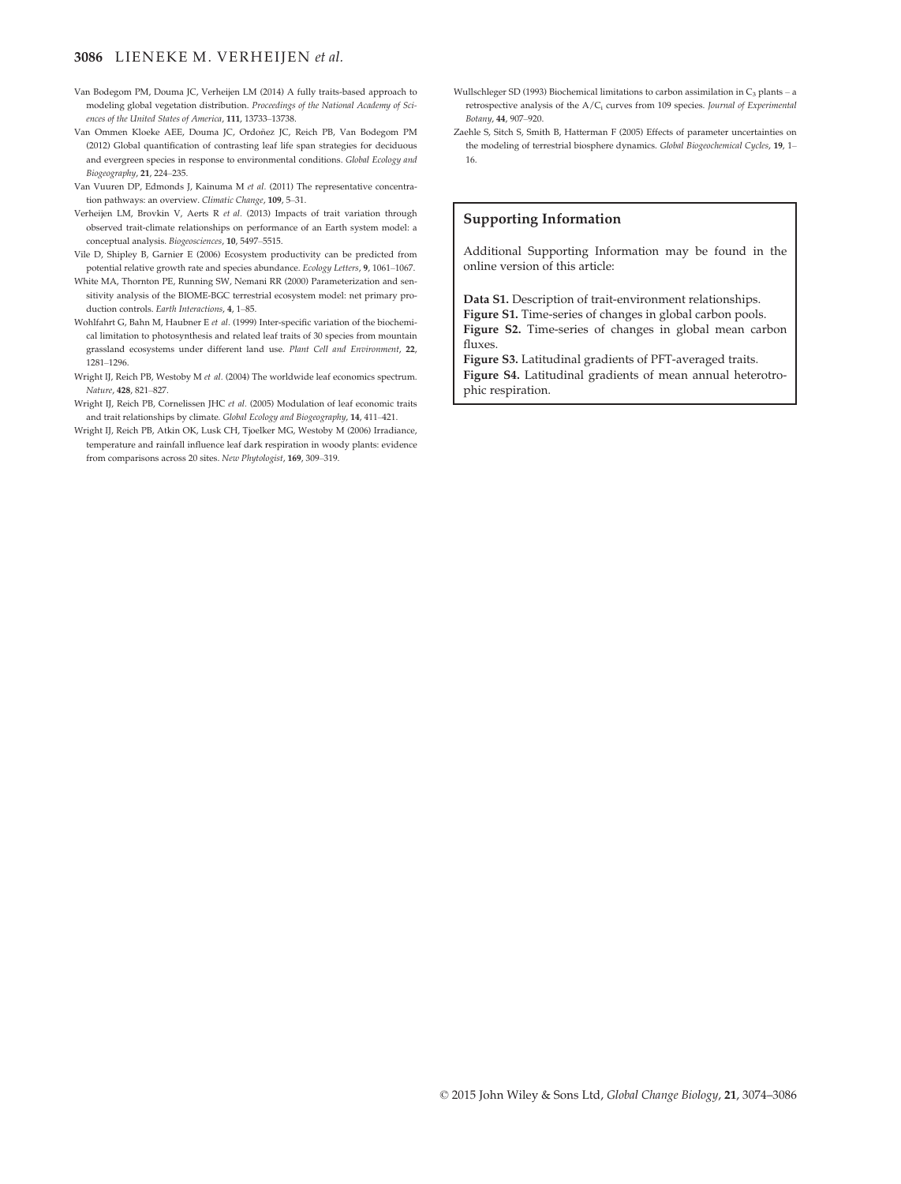Van Bodegom PM, Douma JC, Verheijen LM (2014) A fully traits-based approach to modeling global vegetation distribution. *Proceedings of the National Academy of Sciences of the United States of America*, **111**, 13733–13738.

Van Ommen Kloeke AEE, Douma JC, Ordoñez JC, Reich PB, Van Bodegom PM (2012) Global quantification of contrasting leaf life span strategies for deciduous and evergreen species in response to environmental conditions. *Global Ecology and Biogeography*, **21**, 224–235.

Van Vuuren DP, Edmonds J, Kainuma M *et al.* (2011) The representative concentration pathways: an overview. *Climatic Change*, **109**, 5–31.

Verheijen LM, Brovkin V, Aerts R *et al.* (2013) Impacts of trait variation through observed trait-climate relationships on performance of an Earth system model: a conceptual analysis. *Biogeosciences*, **10**, 5497–5515.

Vile D, Shipley B, Garnier E (2006) Ecosystem productivity can be predicted from potential relative growth rate and species abundance. *Ecology Letters*, **9**, 1061–1067.

White MA, Thornton PE, Running SW, Nemani RR (2000) Parameterization and sensitivity analysis of the BIOME-BGC terrestrial ecosystem model: net primary production controls. *Earth Interactions*, **4**, 1–85.

Wohlfahrt G, Bahn M, Haubner E *et al.* (1999) Inter-specific variation of the biochemical limitation to photosynthesis and related leaf traits of 30 species from mountain grassland ecosystems under different land use. *Plant Cell and Environment*, **22**, 1281–1296.

Wright IJ, Reich PB, Westoby M *et al.* (2004) The worldwide leaf economics spectrum. *Nature*, **428**, 821–827.

Wright IJ, Reich PB, Cornelissen JHC *et al.* (2005) Modulation of leaf economic traits and trait relationships by climate. *Global Ecology and Biogeography*, **14**, 411–421.

Wright IJ, Reich PB, Atkin OK, Lusk CH, Tjoelker MG, Westoby M (2006) Irradiance, temperature and rainfall influence leaf dark respiration in woody plants: evidence from comparisons across 20 sites. *New Phytologist*, **169**, 309–319.

Wullschleger SD (1993) Biochemical limitations to carbon assimilation in $C_3$ plants – a retrospective analysis of the $A/C_i$ curves from 109 species. *Journal of Experimental Botany*, **44**, 907–920.

Zaehle S, Sitch S, Smith B, Hatterman F (2005) Effects of parameter uncertainties on the modeling of terrestrial biosphere dynamics. *Global Biogeochemical Cycles*, **19**, 1–16.

## Supporting Information

Additional Supporting Information may be found in the online version of this article:

**Data S1.** Description of trait-environment relationships.
**Figure S1.** Time-series of changes in global carbon pools.
**Figure S2.** Time-series of changes in global mean carbon fluxes.
**Figure S3.** Latitudinal gradients of PFT-averaged traits.
**Figure S4.** Latitudinal gradients of mean annual heterotrophic respiration.